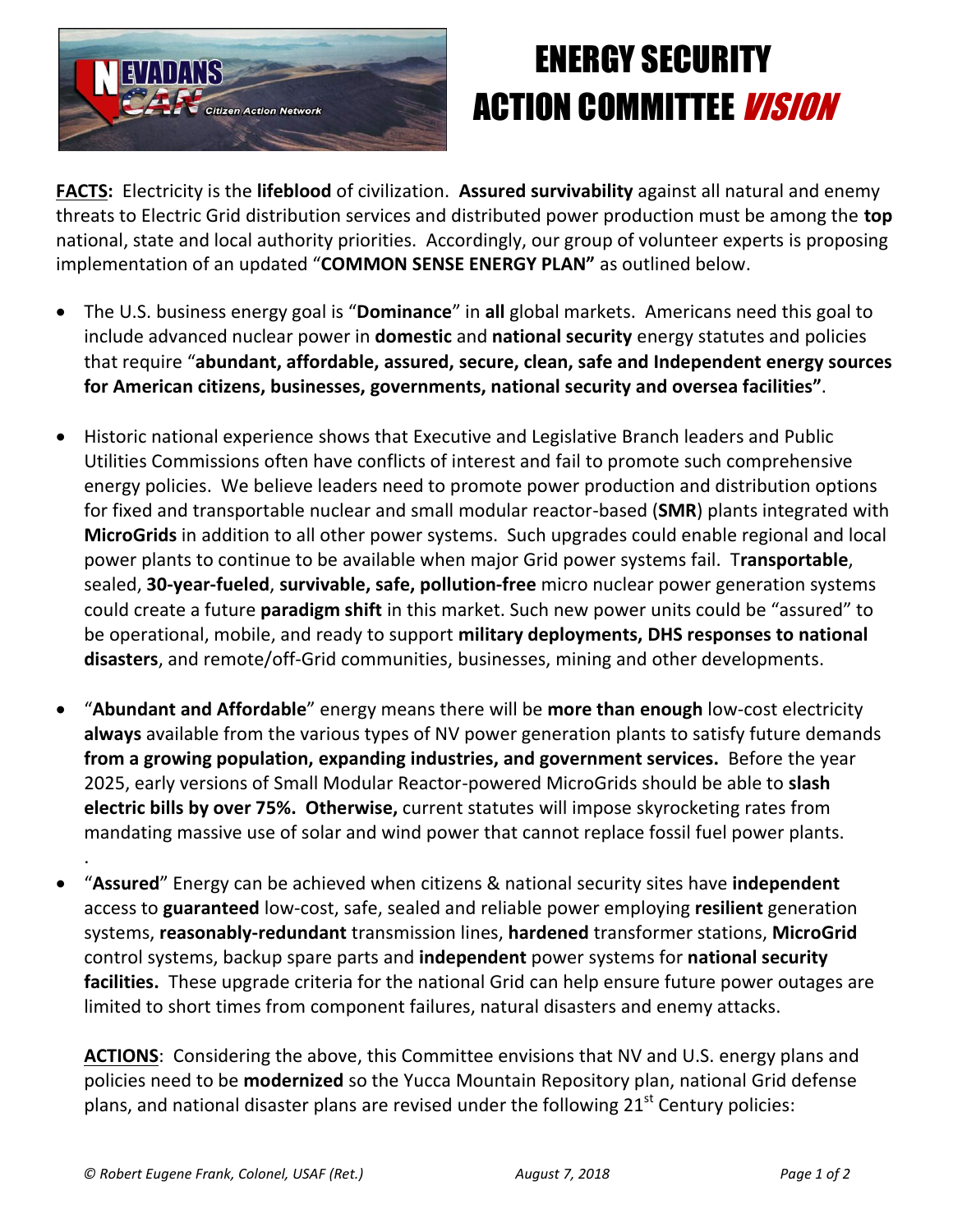# ENERGY SECURITY ACTION COMMITTEE *VISION*

**FACTS:** Electricity is the **lifeblood** of civilization. **Assured survivability** against all natural and enemy threats to Electric Grid distribution services and distributed power production must be among the **top** national, state and local authority priorities. Accordingly, our group of volunteer experts is proposing implementation of an updated "**COMMON SENSE ENERGY PLAN"** as outlined below.

- The U.S. business energy goal is "**Dominance**" in **all** global markets. Americans need this goal to include advanced nuclear power in **domestic** and **national security** energy statutes and policies that require "**abundant, affordable, assured, secure, clean, safe and Independent energy sources for American citizens, businesses, governments, national security and oversea facilities"**.

- Historic national experience shows that Executive and Legislative Branch leaders and Public Utilities Commissions often have conflicts of interest and fail to promote such comprehensive energy policies. We believe leaders need to promote power production and distribution options for fixed and transportable nuclear and small modular reactor-based (**SMR**) plants integrated with **MicroGrids** in addition to all other power systems. Such upgrades could enable regional and local power plants to continue to be available when major Grid power systems fail. T**ransportable**, sealed, **30-year-fueled**, **survivable, safe, pollution-free** micro nuclear power generation systems could create a future **paradigm shift** in this market. Such new power units could be "assured" to be operational, mobile, and ready to support **military deployments, DHS responses to national disasters**, and remote/off-Grid communities, businesses, mining and other developments.

- "**Abundant and Affordable**" energy means there will be **more than enough** low-cost electricity **always** available from the various types of NV power generation plants to satisfy future demands **from a growing population, expanding industries, and government services.** Before the year 2025, early versions of Small Modular Reactor-powered MicroGrids should be able to **slash electric bills by over 75%. Otherwise,** current statutes will impose skyrocketing rates from mandating massive use of solar and wind power that cannot replace fossil fuel power plants.

- "**Assured**" Energy can be achieved when citizens & national security sites have **independent** access to **guaranteed** low-cost, safe, sealed and reliable power employing **resilient** generation systems, **reasonably-redundant** transmission lines, **hardened** transformer stations, **MicroGrid** control systems, backup spare parts and **independent** power systems for **national security facilities.** These upgrade criteria for the national Grid can help ensure future power outages are limited to short times from component failures, natural disasters and enemy attacks.

**ACTIONS**: Considering the above, this Committee envisions that NV and U.S. energy plans and policies need to be **modernized** so the Yucca Mountain Repository plan, national Grid defense plans, and national disaster plans are revised under the following 21st Century policies:

*© Robert Eugene Frank, Colonel, USAF (Ret.)* *August 7, 2018*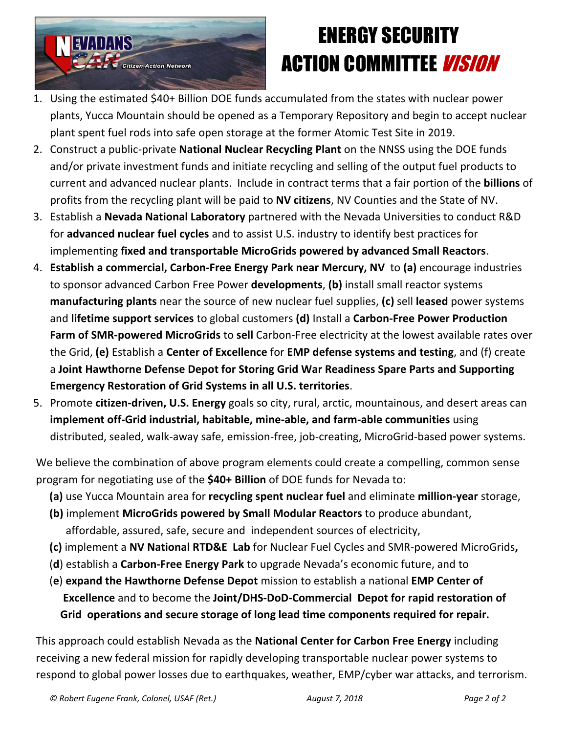# ENERGY SECURITY ACTION COMMITTEE *VISION*

1. Using the estimated $40+ Billion DOE funds accumulated from the states with nuclear power plants, Yucca Mountain should be opened as a Temporary Repository and begin to accept nuclear plant spent fuel rods into safe open storage at the former Atomic Test Site in 2019.
2. Construct a public-private **National Nuclear Recycling Plant** on the NNSS using the DOE funds and/or private investment funds and initiate recycling and selling of the output fuel products to current and advanced nuclear plants. Include in contract terms that a fair portion of the **billions** of profits from the recycling plant will be paid to **NV citizens**, NV Counties and the State of NV.
3. Establish a **Nevada National Laboratory** partnered with the Nevada Universities to conduct R&D for **advanced nuclear fuel cycles** and to assist U.S. industry to identify best practices for implementing **fixed and transportable MicroGrids powered by advanced Small Reactors**.
4. **Establish a commercial, Carbon-Free Energy Park near Mercury, NV** to **(a)** encourage industries to sponsor advanced Carbon Free Power **developments**, **(b)** install small reactor systems **manufacturing plants** near the source of new nuclear fuel supplies, **(c)** sell **leased** power systems and **lifetime support services** to global customers **(d)** Install a **Carbon-Free Power Production Farm of SMR-powered MicroGrids** to **sell** Carbon-Free electricity at the lowest available rates over the Grid, **(e)** Establish a **Center of Excellence** for **EMP defense systems and testing**, and (f) create a **Joint Hawthorne Defense Depot for Storing Grid War Readiness Spare Parts and Supporting Emergency Restoration of Grid Systems in all U.S. territories**.
5. Promote **citizen-driven, U.S. Energy** goals so city, rural, arctic, mountainous, and desert areas can **implement off-Grid industrial, habitable, mine-able, and farm-able communities** using distributed, sealed, walk-away safe, emission-free, job-creating, MicroGrid-based power systems.

We believe the combination of above program elements could create a compelling, common sense program for negotiating use of the **$40+ Billion** of DOE funds for Nevada to:

**(a)** use Yucca Mountain area for **recycling spent nuclear fuel** and eliminate **million-year** storage,
**(b)** implement **MicroGrids powered by Small Modular Reactors** to produce abundant, affordable, assured, safe, secure and independent sources of electricity,
**(c)** implement a **NV National RTD&E Lab** for Nuclear Fuel Cycles and SMR-powered MicroGrids**,**
(**d**) establish a **Carbon-Free Energy Park** to upgrade Nevada's economic future, and to
(**e**) **expand the Hawthorne Defense Depot** mission to establish a national **EMP Center of Excellence** and to become the **Joint/DHS-DoD-Commercial Depot for rapid restoration of Grid operations and secure storage of long lead time components required for repair.**

This approach could establish Nevada as the **National Center for Carbon Free Energy** including receiving a new federal mission for rapidly developing transportable nuclear power systems to respond to global power losses due to earthquakes, weather, EMP/cyber war attacks, and terrorism.

*© Robert Eugene Frank, Colonel, USAF (Ret.)* *August 7, 2018*